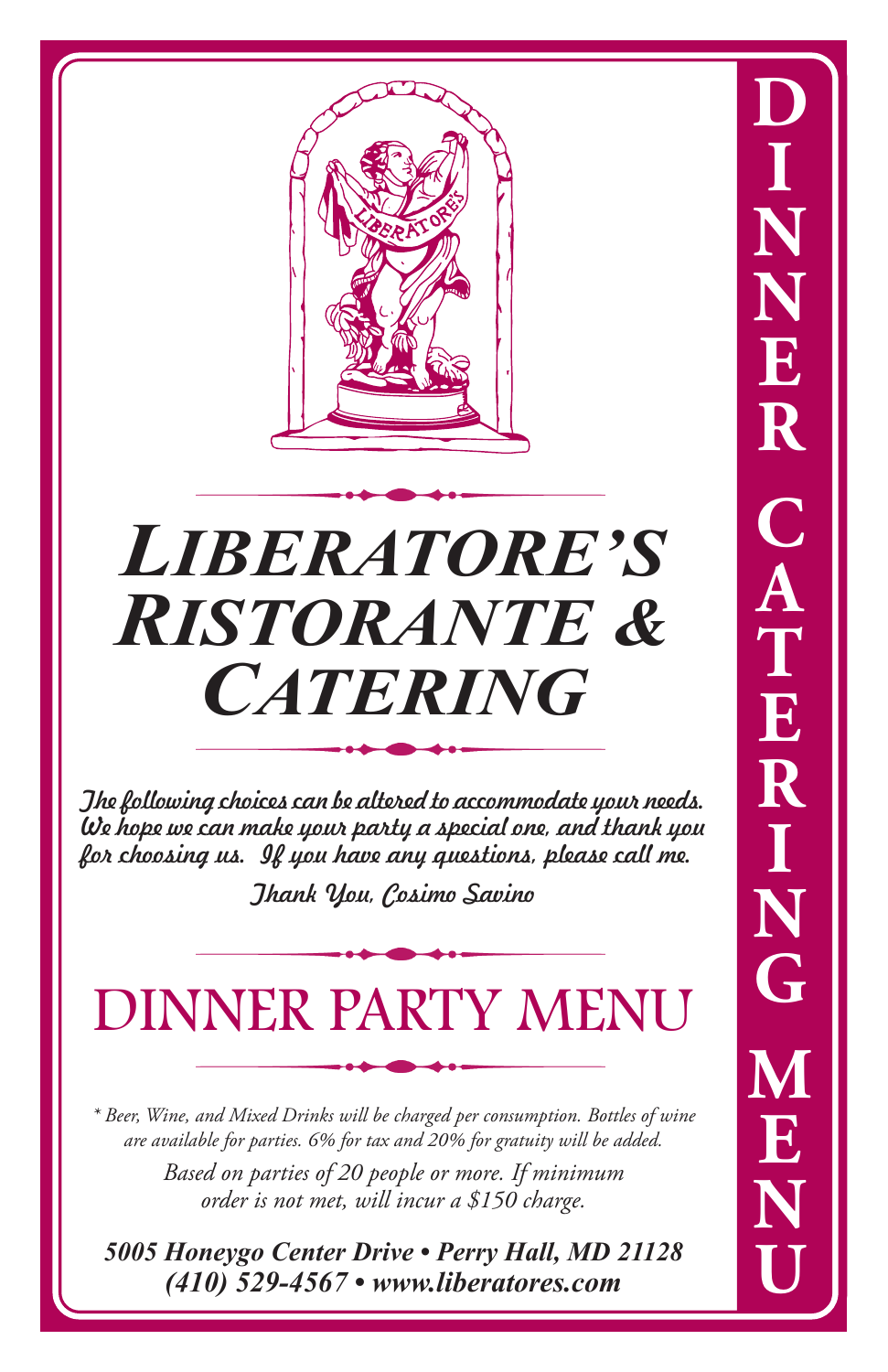# LIBERATORE'S RISTORANTE & CATERING

*The following choices can be altered to accommodate your needs. We hope we can make your party a special one, and thank you for choosing us. If you have any questions, please call me.*

*Thank You, Cosimo Savino*

## DINNER PARTY MENU

*\* Beer, Wine, and Mixed Drinks will be charged per consumption. Bottles of wine are available for parties. 6% for tax and 20% for gratuity will be added.*

*Based on parties of 20 people or more. If minimum order is not met, will incur a $150 charge.*

***5005 Honeygo Center Drive • Perry Hall, MD 21128***
***(410) 529-4567 • www.liberatores.com***

DINNER CATERING MENU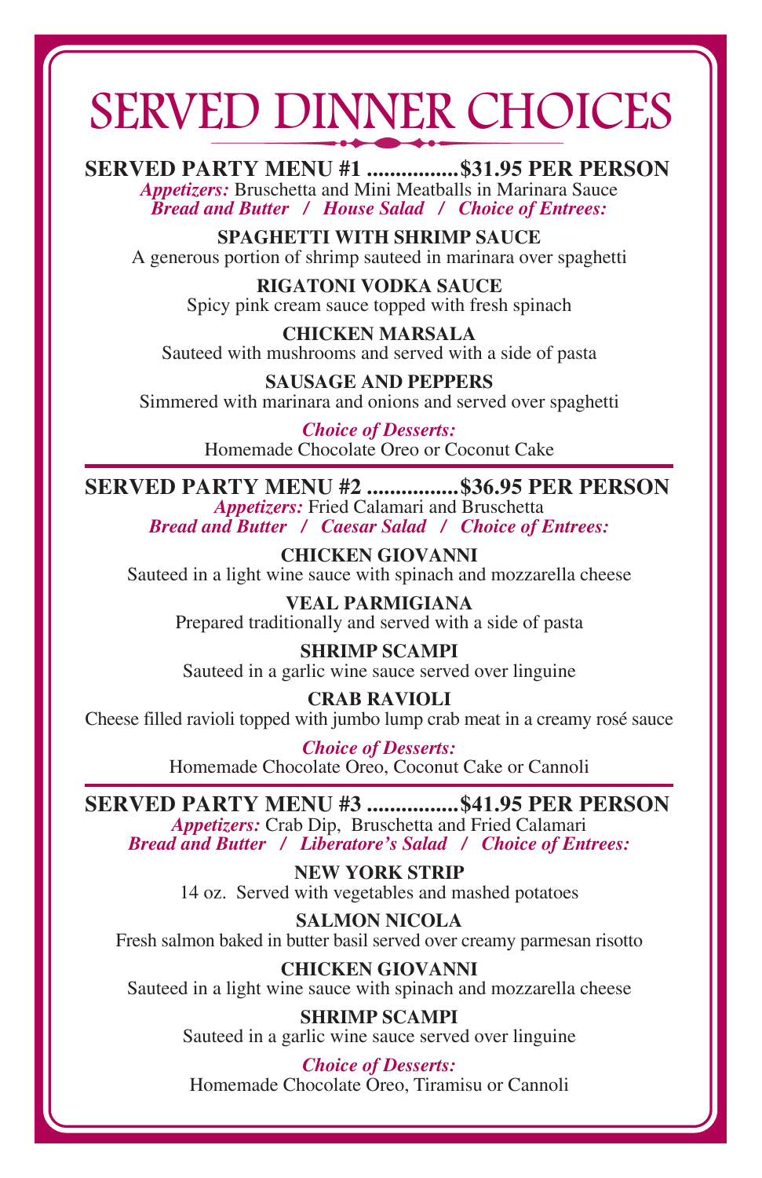# SERVED DINNER CHOICES

## SERVED PARTY MENU #1 ................$31.95 PER PERSON

*Appetizers:* Bruschetta and Mini Meatballs in Marinara Sauce

*Bread and Butter / House Salad / Choice of Entrees:*

**SPAGHETTI WITH SHRIMP SAUCE**
A generous portion of shrimp sauteed in marinara over spaghetti

**RIGATONI VODKA SAUCE**
Spicy pink cream sauce topped with fresh spinach

**CHICKEN MARSALA**
Sauteed with mushrooms and served with a side of pasta

**SAUSAGE AND PEPPERS**
Simmered with marinara and onions and served over spaghetti

*Choice of Desserts:*
Homemade Chocolate Oreo or Coconut Cake

## SERVED PARTY MENU #2 ................$36.95 PER PERSON

*Appetizers:* Fried Calamari and Bruschetta

*Bread and Butter / Caesar Salad / Choice of Entrees:*

**CHICKEN GIOVANNI**
Sauteed in a light wine sauce with spinach and mozzarella cheese

**VEAL PARMIGIANA**
Prepared traditionally and served with a side of pasta

**SHRIMP SCAMPI**
Sauteed in a garlic wine sauce served over linguine

**CRAB RAVIOLI**
Cheese filled ravioli topped with jumbo lump crab meat in a creamy rosé sauce

*Choice of Desserts:*
Homemade Chocolate Oreo, Coconut Cake or Cannoli

## SERVED PARTY MENU #3 ................$41.95 PER PERSON

*Appetizers:* Crab Dip, Bruschetta and Fried Calamari

*Bread and Butter / Liberatore's Salad / Choice of Entrees:*

**NEW YORK STRIP**
14 oz. Served with vegetables and mashed potatoes

**SALMON NICOLA**
Fresh salmon baked in butter basil served over creamy parmesan risotto

**CHICKEN GIOVANNI**
Sauteed in a light wine sauce with spinach and mozzarella cheese

**SHRIMP SCAMPI**
Sauteed in a garlic wine sauce served over linguine

*Choice of Desserts:*
Homemade Chocolate Oreo, Tiramisu or Cannoli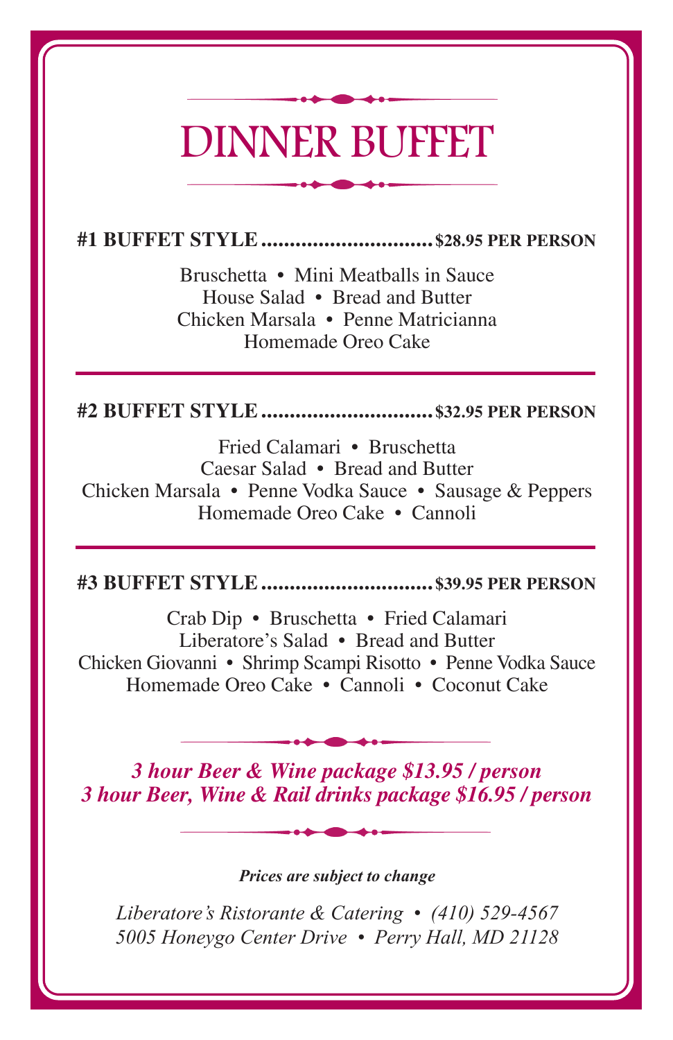# DINNER BUFFET

**#1 BUFFET STYLE .............................. $28.95 PER PERSON**

Bruschetta • Mini Meatballs in Sauce
House Salad • Bread and Butter
Chicken Marsala • Penne Matricianna
Homemade Oreo Cake

---

**#2 BUFFET STYLE .............................. $32.95 PER PERSON**

Fried Calamari • Bruschetta
Caesar Salad • Bread and Butter
Chicken Marsala • Penne Vodka Sauce • Sausage & Peppers
Homemade Oreo Cake • Cannoli

---

**#3 BUFFET STYLE .............................. $39.95 PER PERSON**

Crab Dip • Bruschetta • Fried Calamari
Liberatore's Salad • Bread and Butter
Chicken Giovanni • Shrimp Scampi Risotto • Penne Vodka Sauce
Homemade Oreo Cake • Cannoli • Coconut Cake

***3 hour Beer & Wine package $13.95 / person***
***3 hour Beer, Wine & Rail drinks package $16.95 / person***

***Prices are subject to change***

*Liberatore's Ristorante & Catering • (410) 529-4567*
*5005 Honeygo Center Drive • Perry Hall, MD 21128*